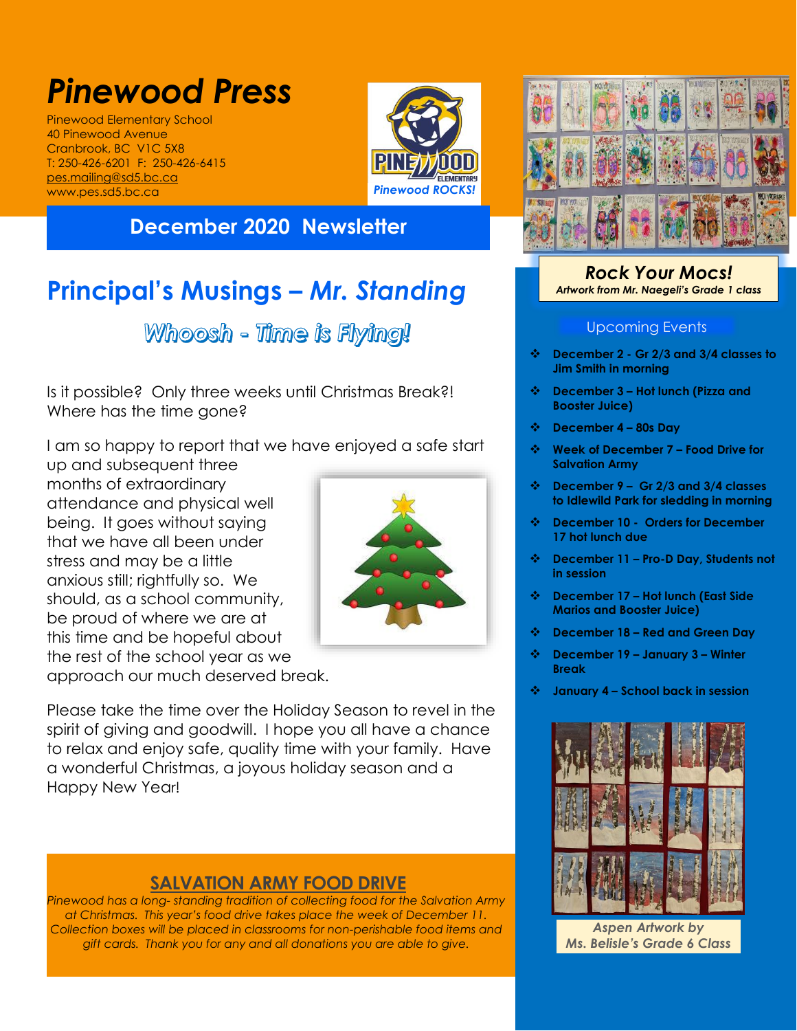# *Pinewood Press*

Pinewood Elementary School
40 Pinewood Avenue
Cranbrook, BC V1C 5X8
T: 250-426-6201 F: 250-426-6415
pes.mailing@sd5.bc.ca
www.pes.sd5.bc.ca

*Pinewood ROCKS!*

## December 2020 Newsletter

## Principal's Musings – *Mr. Standing*

### Whoosh - Time is Flying!

Is it possible? Only three weeks until Christmas Break?! Where has the time gone?

I am so happy to report that we have enjoyed a safe start up and subsequent three months of extraordinary attendance and physical well being. It goes without saying that we have all been under stress and may be a little anxious still; rightfully so. We should, as a school community, be proud of where we are at this time and be hopeful about the rest of the school year as we approach our much deserved break.

Please take the time over the Holiday Season to revel in the spirit of giving and goodwill. I hope you all have a chance to relax and enjoy safe, quality time with your family. Have a wonderful Christmas, a joyous holiday season and a Happy New Year!

## SALVATION ARMY FOOD DRIVE

*Pinewood has a long- standing tradition of collecting food for the Salvation Army at Christmas. This year's food drive takes place the week of December 11. Collection boxes will be placed in classrooms for non-perishable food items and gift cards. Thank you for any and all donations you are able to give.*

**Rock Your Mocs!**
*Artwork from Mr. Naegeli's Grade 1 class*

### Upcoming Events

- **December 2 - Gr 2/3 and 3/4 classes to Jim Smith in morning**
- **December 3 – Hot lunch (Pizza and Booster Juice)**
- **December 4 – 80s Day**
- **Week of December 7 – Food Drive for Salvation Army**
- **December 9 – Gr 2/3 and 3/4 classes to Idlewild Park for sledding in morning**
- **December 10 - Orders for December 17 hot lunch due**
- **December 11 – Pro-D Day, Students not in session**
- **December 17 – Hot lunch (East Side Marios and Booster Juice)**
- **December 18 – Red and Green Day**
- **December 19 – January 3 – Winter Break**
- **January 4 – School back in session**

*Aspen Artwork by Ms. Belisle's Grade 6 Class*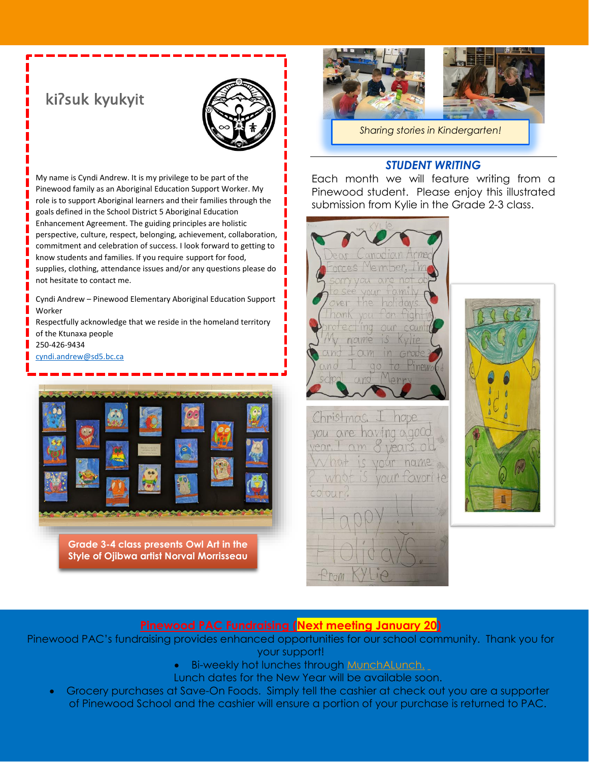## kiʔsuk kyukyit

My name is Cyndi Andrew. It is my privilege to be part of the Pinewood family as an Aboriginal Education Support Worker. My role is to support Aboriginal learners and their families through the goals defined in the School District 5 Aboriginal Education Enhancement Agreement. The guiding principles are holistic perspective, culture, respect, belonging, achievement, collaboration, commitment and celebration of success. I look forward to getting to know students and families. If you require support for food, supplies, clothing, attendance issues and/or any questions please do not hesitate to contact me.

Cyndi Andrew – Pinewood Elementary Aboriginal Education Support Worker
Respectfully acknowledge that we reside in the homeland territory of the Ktunaxa people
250-426-9434
cyndi.andrew@sd5.bc.ca

**Grade 3-4 class presents Owl Art in the Style of Ojibwa artist Norval Morrisseau**

*Sharing stories in Kindergarten!*

## *STUDENT WRITING*

Each month we will feature writing from a Pinewood student. Please enjoy this illustrated submission from Kylie in the Grade 2-3 class.

Dear Canadian Armed Forces Member, I'm sorry you are not able to see your family over the holidays. Thank you for fighting protecting our country. My name is Kylie and I am in Grade 2 and I go to Pinewood school and Merry Christmas. I hope you are having a good year. I am 8 years old. What is your name? what is your favorite colour?

Happy Holidays.

From Kylie

## Pinewood PAC Fundraising (Next meeting January 20)

Pinewood PAC's fundraising provides enhanced opportunities for our school community. Thank you for your support!

- Bi-weekly hot lunches through MunchALunch.
  Lunch dates for the New Year will be available soon.
- Grocery purchases at Save-On Foods. Simply tell the cashier at check out you are a supporter of Pinewood School and the cashier will ensure a portion of your purchase is returned to PAC.